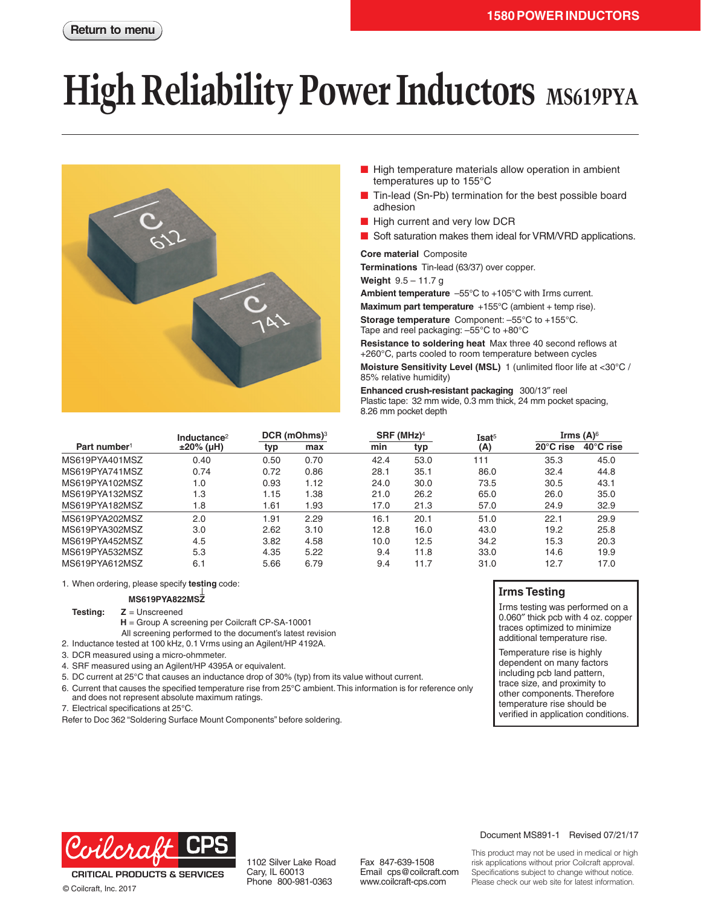# High Reliability Power Inductors MS619PYA

- High temperature materials allow operation in ambient temperatures up to 155°C
- Tin-lead (Sn-Pb) termination for the best possible board adhesion
- High current and very low DCR
- Soft saturation makes them ideal for VRM/VRD applications.

**Core material** Composite

**Terminations** Tin-lead (63/37) over copper.

**Weight** 9.5 – 11.7 g

**Ambient temperature** –55°C to +105°C with Irms current.

**Maximum part temperature** +155°C (ambient + temp rise).

**Storage temperature** Component: –55°C to +155°C. Tape and reel packaging: –55°C to +80°C

**Resistance to soldering heat** Max three 40 second reflows at +260°C, parts cooled to room temperature between cycles

**Moisture Sensitivity Level (MSL)** 1 (unlimited floor life at <30°C / 85% relative humidity)

**Enhanced crush-resistant packaging** 300/13″ reel
Plastic tape: 32 mm wide, 0.3 mm thick, 24 mm pocket spacing, 8.26 mm pocket depth

| Part number[1] | Inductance[2] ±20% (µH) | DCR (mOhms)[3] typ | DCR (mOhms)[3] max | SRF (MHz)[4] min | SRF (MHz)[4] typ | Isat[5] (A) | Irms (A)[6] 20°C rise | Irms (A)[6] 40°C rise |
|---|---|---|---|---|---|---|---|---|
| MS619PYA401MSZ | 0.40 | 0.50 | 0.70 | 42.4 | 53.0 | 111 | 35.3 | 45.0 |
| MS619PYA741MSZ | 0.74 | 0.72 | 0.86 | 28.1 | 35.1 | 86.0 | 32.4 | 44.8 |
| MS619PYA102MSZ | 1.0 | 0.93 | 1.12 | 24.0 | 30.0 | 73.5 | 30.5 | 43.1 |
| MS619PYA132MSZ | 1.3 | 1.15 | 1.38 | 21.0 | 26.2 | 65.0 | 26.0 | 35.0 |
| MS619PYA182MSZ | 1.8 | 1.61 | 1.93 | 17.0 | 21.3 | 57.0 | 24.9 | 32.9 |
| MS619PYA202MSZ | 2.0 | 1.91 | 2.29 | 16.1 | 20.1 | 51.0 | 22.1 | 29.9 |
| MS619PYA302MSZ | 3.0 | 2.62 | 3.10 | 12.8 | 16.0 | 43.0 | 19.2 | 25.8 |
| MS619PYA452MSZ | 4.5 | 3.82 | 4.58 | 10.0 | 12.5 | 34.2 | 15.3 | 20.3 |
| MS619PYA532MSZ | 5.3 | 4.35 | 5.22 | 9.4 | 11.8 | 33.0 | 14.6 | 19.9 |
| MS619PYA612MSZ | 6.1 | 5.66 | 6.79 | 9.4 | 11.7 | 31.0 | 12.7 | 17.0 |

1. When ordering, please specify **testing** code:

   **MS619PYA822MSZ**

   **Testing:** **Z** = Unscreened
   **H** = Group A screening per Coilcraft CP-SA-10001
   All screening performed to the document's latest revision
2. Inductance tested at 100 kHz, 0.1 Vrms using an Agilent/HP 4192A.
3. DCR measured using a micro-ohmmeter.
4. SRF measured using an Agilent/HP 4395A or equivalent.
5. DC current at 25°C that causes an inductance drop of 30% (typ) from its value without current.
6. Current that causes the specified temperature rise from 25°C ambient. This information is for reference only and does not represent absolute maximum ratings.
7. Electrical specifications at 25°C.

Refer to Doc 362 "Soldering Surface Mount Components" before soldering.

## Irms Testing

Irms testing was performed on a 0.060″ thick pcb with 4 oz. copper traces optimized to minimize additional temperature rise.

Temperature rise is highly dependent on many factors including pcb land pattern, trace size, and proximity to other components. Therefore temperature rise should be verified in application conditions.

Document MS891-1 Revised 07/21/17

Coilcraft CPS — CRITICAL PRODUCTS & SERVICES
© Coilcraft, Inc. 2017

1102 Silver Lake Road
Cary, IL 60013
Phone 800-981-0363

Fax 847-639-1508
Email cps@coilcraft.com
www.coilcraft-cps.com

This product may not be used in medical or high risk applications without prior Coilcraft approval. Specifications subject to change without notice. Please check our web site for latest information.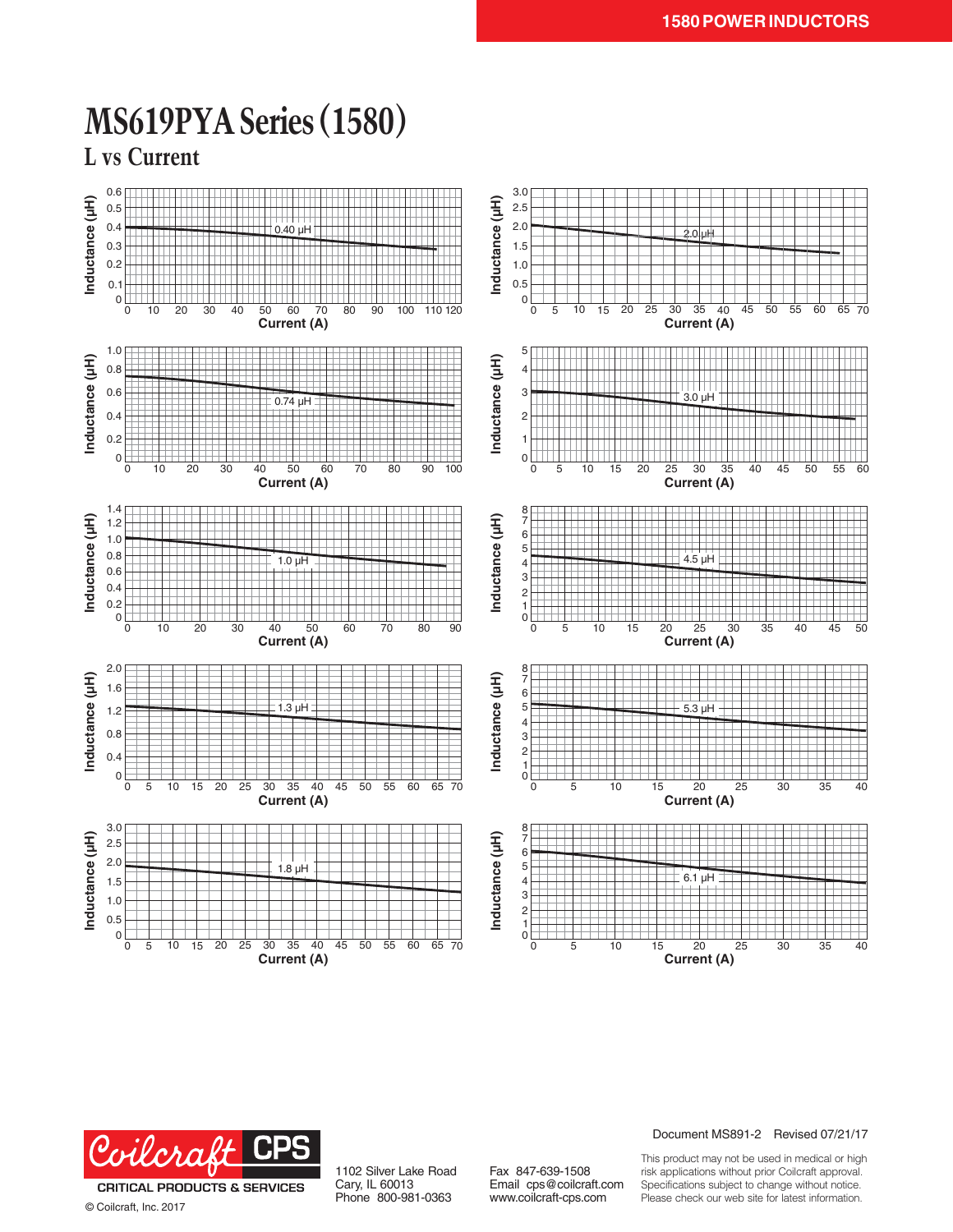# MS619PYA Series (1580)

## L vs Current

Inductance (µH) vs Current (A)

0.40 µH

2.0 µH

0.74 µH

3.0 µH

1.0 µH

4.5 µH

1.3 µH

5.3 µH

1.8 µH

6.1 µH

Document MS891-2 Revised 07/21/17

CRITICAL PRODUCTS & SERVICES

© Coilcraft, Inc. 2017

1102 Silver Lake Road
Cary, IL 60013
Phone 800-981-0363

Fax 847-639-1508
Email cps@coilcraft.com
www.coilcraft-cps.com

This product may not be used in medical or high risk applications without prior Coilcraft approval. Specifications subject to change without notice. Please check our web site for latest information.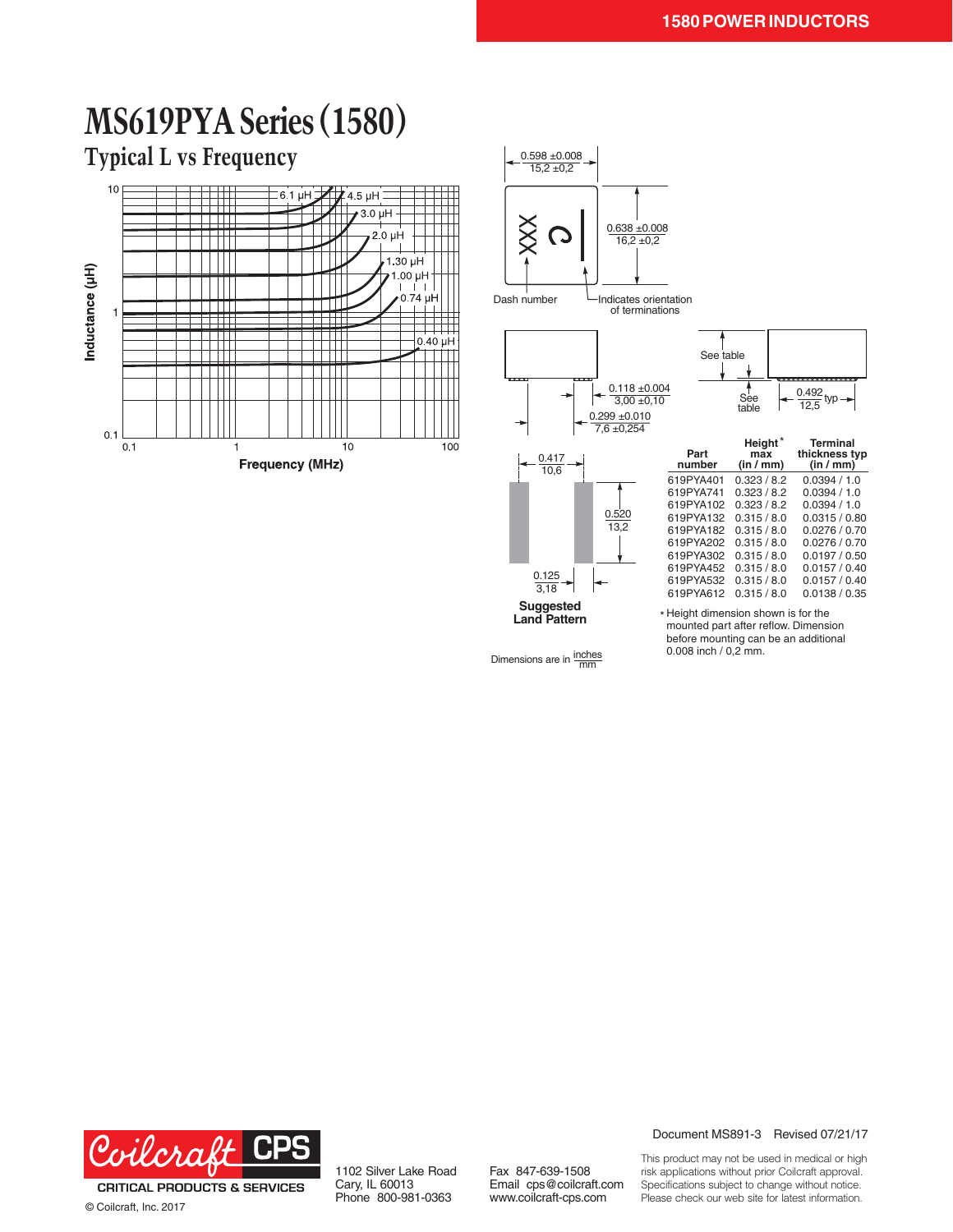# MS619PYA Series (1580)

## Typical L vs Frequency

Inductance (µH)

Frequency (MHz)

10
1
0.1

0.1
1
10
100

6.1 µH
4.5 µH
3.0 µH
2.0 µH
1.30 µH
1.00 µH
0.74 µH
0.40 µH

0.598 ±0.008 / 15,2 ±0,2

0.638 ±0.008 / 16,2 ±0,2

XXX

Dash number

Indicates orientation of terminations

0.118 ±0.004 / 3,00 ±0,10

0.299 ±0.010 / 7,6 ±0,254

See table

See table

0.492 / 12,5 typ

0.417 / 10,6

0.520 / 13,2

0.125 / 3,18

**Suggested Land Pattern**

Dimensions are in inches / mm

| Part number | Height* max (in / mm) | Terminal thickness typ (in / mm) |
|---|---|---|
| 619PYA401 | 0.323 / 8.2 | 0.0394 / 1.0 |
| 619PYA741 | 0.323 / 8.2 | 0.0394 / 1.0 |
| 619PYA102 | 0.323 / 8.2 | 0.0394 / 1.0 |
| 619PYA132 | 0.315 / 8.0 | 0.0315 / 0.80 |
| 619PYA182 | 0.315 / 8.0 | 0.0276 / 0.70 |
| 619PYA202 | 0.315 / 8.0 | 0.0276 / 0.70 |
| 619PYA302 | 0.315 / 8.0 | 0.0197 / 0.50 |
| 619PYA452 | 0.315 / 8.0 | 0.0157 / 0.40 |
| 619PYA532 | 0.315 / 8.0 | 0.0157 / 0.40 |
| 619PYA612 | 0.315 / 8.0 | 0.0138 / 0.35 |

* Height dimension shown is for the mounted part after reflow. Dimension before mounting can be an additional 0.008 inch / 0,2 mm.

Document MS891-3 Revised 07/21/17

Coilcraft CPS
CRITICAL PRODUCTS & SERVICES

© Coilcraft, Inc. 2017

1102 Silver Lake Road
Cary, IL 60013
Phone 800-981-0363

Fax 847-639-1508
Email cps@coilcraft.com
www.coilcraft-cps.com

This product may not be used in medical or high risk applications without prior Coilcraft approval. Specifications subject to change without notice. Please check our web site for latest information.